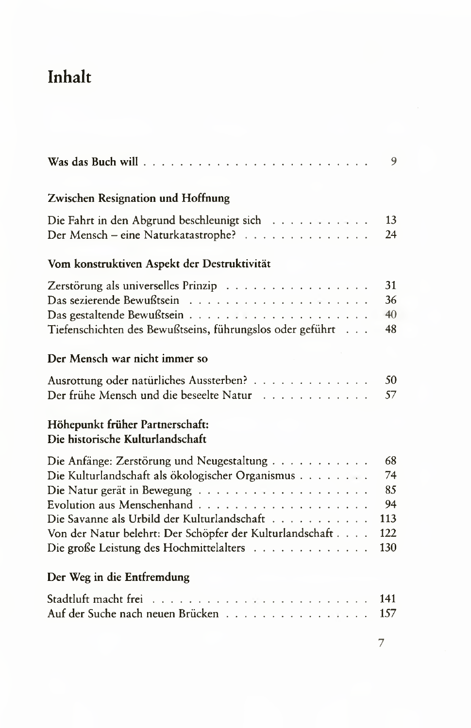# Inhalt

| | |
|---|---|
| **Was das Buch will** | 9 |
| **Zwischen Resignation und Hoffnung** | |
| Die Fahrt in den Abgrund beschleunigt sich | 13 |
| Der Mensch – eine Naturkatastrophe? | 24 |
| **Vom konstruktiven Aspekt der Destruktivität** | |
| Zerstörung als universelles Prinzip | 31 |
| Das sezierende Bewußtsein | 36 |
| Das gestaltende Bewußtsein | 40 |
| Tiefenschichten des Bewußtseins, führungslos oder geführt | 48 |
| **Der Mensch war nicht immer so** | |
| Ausrottung oder natürliches Aussterben? | 50 |
| Der frühe Mensch und die beseelte Natur | 57 |
| **Höhepunkt früher Partnerschaft: Die historische Kulturlandschaft** | |
| Die Anfänge: Zerstörung und Neugestaltung | 68 |
| Die Kulturlandschaft als ökologischer Organismus | 74 |
| Die Natur gerät in Bewegung | 85 |
| Evolution aus Menschenhand | 94 |
| Die Savanne als Urbild der Kulturlandschaft | 113 |
| Von der Natur belehrt: Der Schöpfer der Kulturlandschaft | 122 |
| Die große Leistung des Hochmittelalters | 130 |
| **Der Weg in die Entfremdung** | |
| Stadtluft macht frei | 141 |
| Auf der Suche nach neuen Brücken | 157 |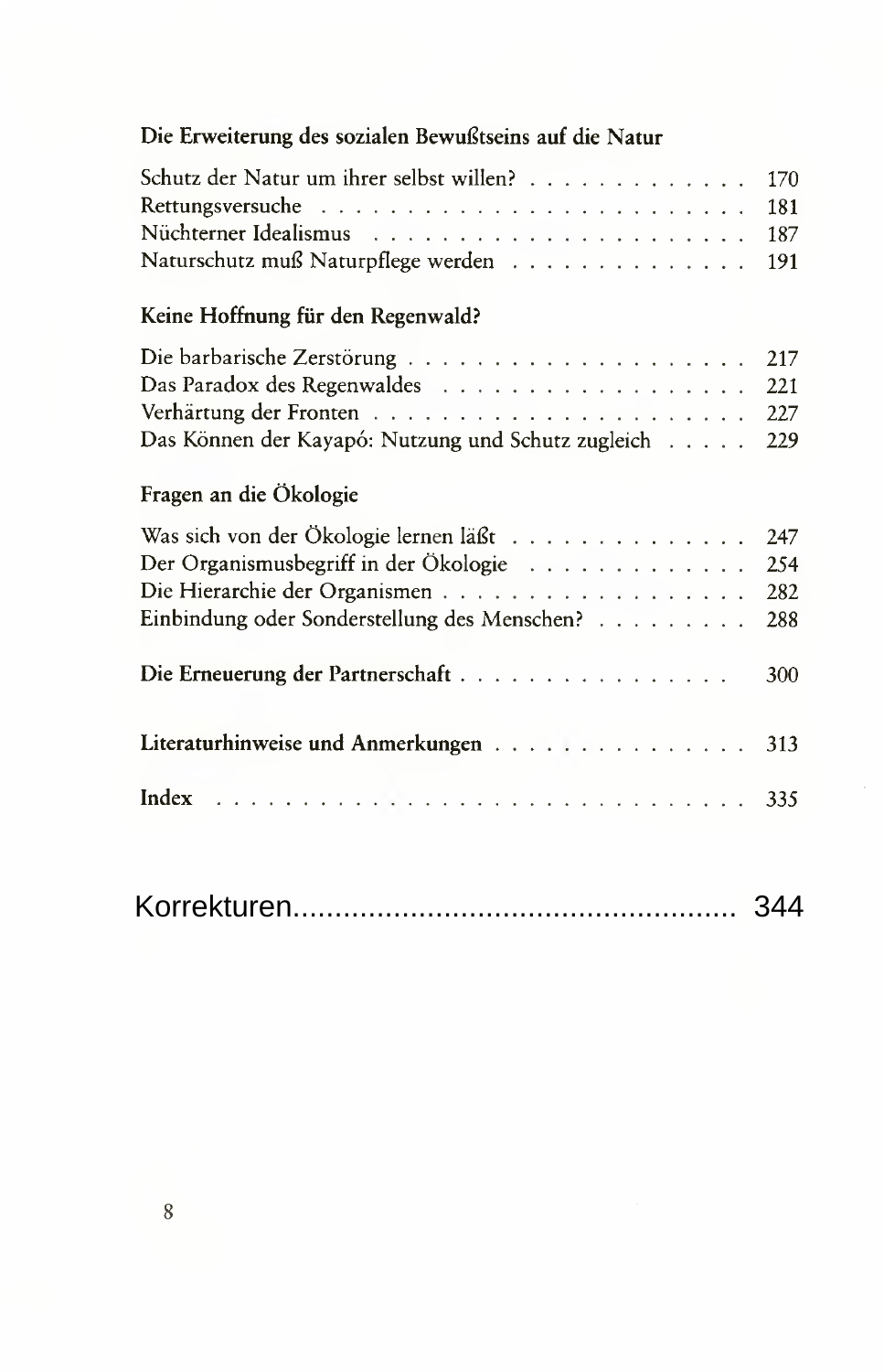**Die Erweiterung des sozialen Bewußtseins auf die Natur**

Schutz der Natur um ihrer selbst willen? . . . . . . . . . . . . . 170
Rettungsversuche . . . . . . . . . . . . . . . . . . . . . . . . . . 181
Nüchterner Idealismus . . . . . . . . . . . . . . . . . . . . . . . 187
Naturschutz muß Naturpflege werden . . . . . . . . . . . . . . 191

**Keine Hoffnung für den Regenwald?**

Die barbarische Zerstörung . . . . . . . . . . . . . . . . . . . . . 217
Das Paradox des Regenwaldes . . . . . . . . . . . . . . . . . . 221
Verhärtung der Fronten . . . . . . . . . . . . . . . . . . . . . . . 227
Das Können der Kayapó: Nutzung und Schutz zugleich . . . . . 229

**Fragen an die Ökologie**

Was sich von der Ökologie lernen läßt . . . . . . . . . . . . . . 247
Der Organismusbegriff in der Ökologie . . . . . . . . . . . . . 254
Die Hierarchie der Organismen . . . . . . . . . . . . . . . . . . 282
Einbindung oder Sonderstellung des Menschen? . . . . . . . . . 288

**Die Erneuerung der Partnerschaft** . . . . . . . . . . . . . . . . 300

**Literaturhinweise und Anmerkungen** . . . . . . . . . . . . . . . 313

**Index** . . . . . . . . . . . . . . . . . . . . . . . . . . . . . . . . 335

Korrekturen.................................................... 344